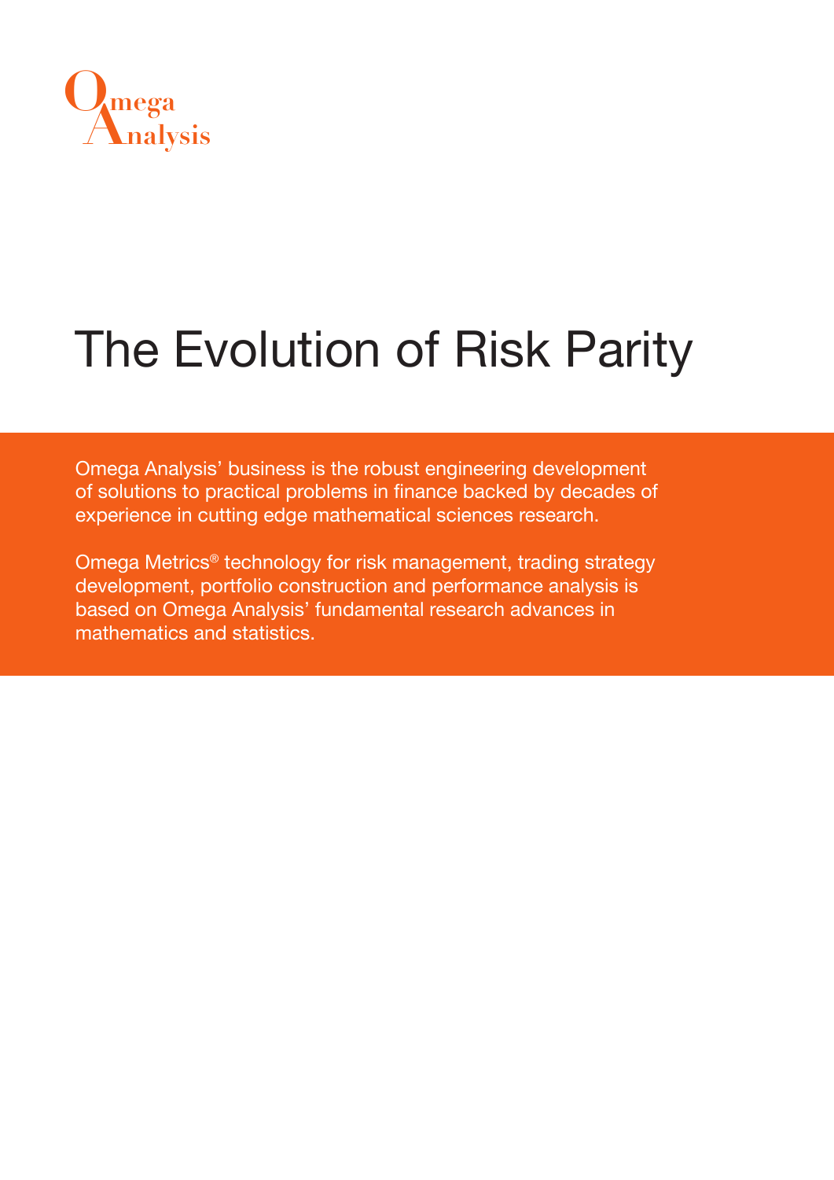Omega Analysis

# The Evolution of Risk Parity

Omega Analysis' business is the robust engineering development of solutions to practical problems in finance backed by decades of experience in cutting edge mathematical sciences research.

Omega Metrics® technology for risk management, trading strategy development, portfolio construction and performance analysis is based on Omega Analysis' fundamental research advances in mathematics and statistics.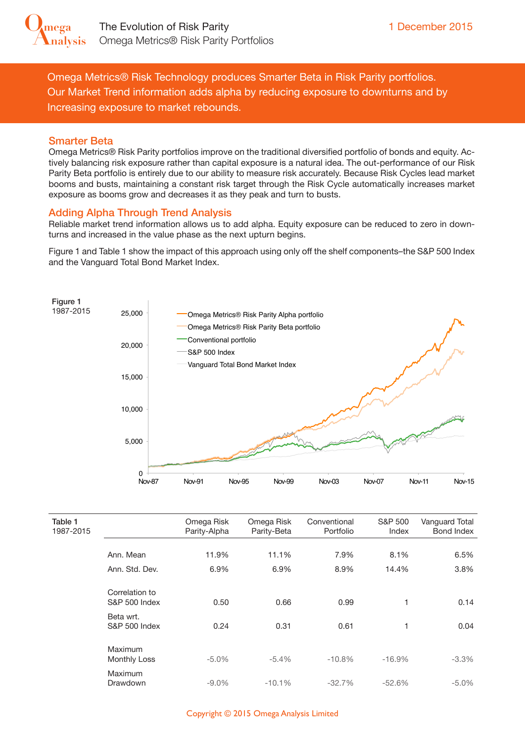Omega Metrics® Risk Technology produces Smarter Beta in Risk Parity portfolios. Our Market Trend information adds alpha by reducing exposure to downturns and by Increasing exposure to market rebounds.

## Smarter Beta

Omega Metrics® Risk Parity portfolios improve on the traditional diversified portfolio of bonds and equity. Actively balancing risk exposure rather than capital exposure is a natural idea. The out-performance of our Risk Parity Beta portfolio is entirely due to our ability to measure risk accurately. Because Risk Cycles lead market booms and busts, maintaining a constant risk target through the Risk Cycle automatically increases market exposure as booms grow and decreases it as they peak and turn to busts.

## Adding Alpha Through Trend Analysis

Reliable market trend information allows us to add alpha. Equity exposure can be reduced to zero in downturns and increased in the value phase as the next upturn begins.

Figure 1 and Table 1 show the impact of this approach using only off the shelf components–the S&P 500 Index and the Vanguard Total Bond Market Index.

Figure 1
1987-2015

Table 1
1987-2015

| | Omega Risk Parity-Alpha | Omega Risk Parity-Beta | Conventional Portfolio | S&P 500 Index | Vanguard Total Bond Index |
|---|---|---|---|---|---|
| Ann. Mean | 11.9% | 11.1% | 7.9% | 8.1% | 6.5% |
| Ann. Std. Dev. | 6.9% | 6.9% | 8.9% | 14.4% | 3.8% |
| Correlation to S&P 500 Index | 0.50 | 0.66 | 0.99 | 1 | 0.14 |
| Beta wrt. S&P 500 Index | 0.24 | 0.31 | 0.61 | 1 | 0.04 |
| Maximum Monthly Loss | -5.0% | -5.4% | -10.8% | -16.9% | -3.3% |
| Maximum Drawdown | -9.0% | -10.1% | -32.7% | -52.6% | -5.0% |

Copyright © 2015 Omega Analysis Limited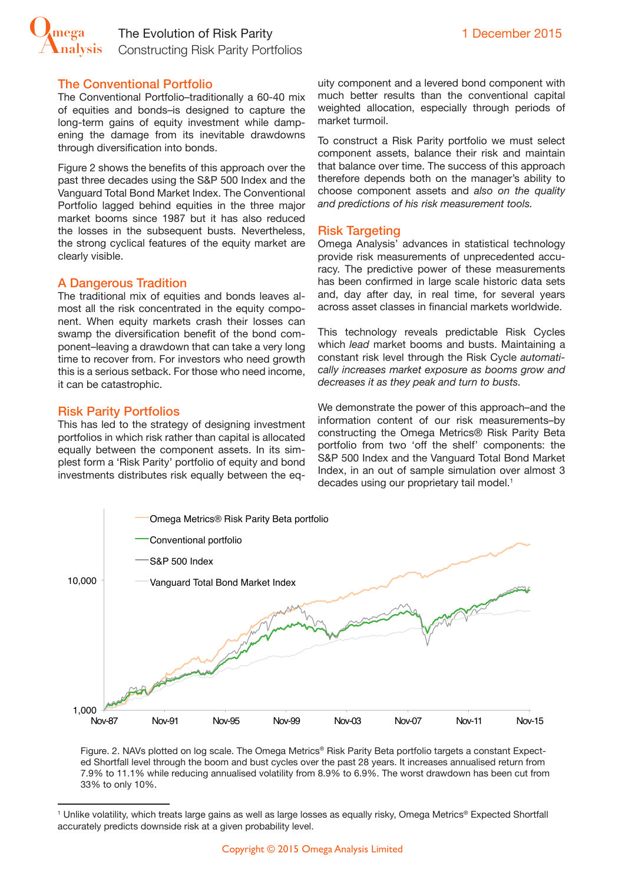## The Conventional Portfolio

The Conventional Portfolio–traditionally a 60-40 mix of equities and bonds–is designed to capture the long-term gains of equity investment while dampening the damage from its inevitable drawdowns through diversification into bonds.

Figure 2 shows the benefits of this approach over the past three decades using the S&P 500 Index and the Vanguard Total Bond Market Index. The Conventional Portfolio lagged behind equities in the three major market booms since 1987 but it has also reduced the losses in the subsequent busts. Nevertheless, the strong cyclical features of the equity market are clearly visible.

## A Dangerous Tradition

The traditional mix of equities and bonds leaves almost all the risk concentrated in the equity component. When equity markets crash their losses can swamp the diversification benefit of the bond component–leaving a drawdown that can take a very long time to recover from. For investors who need growth this is a serious setback. For those who need income, it can be catastrophic.

## Risk Parity Portfolios

This has led to the strategy of designing investment portfolios in which risk rather than capital is allocated equally between the component assets. In its simplest form a 'Risk Parity' portfolio of equity and bond investments distributes risk equally between the equity component and a levered bond component with much better results than the conventional capital weighted allocation, especially through periods of market turmoil.

To construct a Risk Parity portfolio we must select component assets, balance their risk and maintain that balance over time. The success of this approach therefore depends both on the manager's ability to choose component assets and *also on the quality and predictions of his risk measurement tools.*

## Risk Targeting

Omega Analysis' advances in statistical technology provide risk measurements of unprecedented accuracy. The predictive power of these measurements has been confirmed in large scale historic data sets and, day after day, in real time, for several years across asset classes in financial markets worldwide.

This technology reveals predictable Risk Cycles which *lead* market booms and busts. Maintaining a constant risk level through the Risk Cycle *automatically increases market exposure as booms grow and decreases it as they peak and turn to busts.*

We demonstrate the power of this approach–and the information content of our risk measurements–by constructing the Omega Metrics® Risk Parity Beta portfolio from two 'off the shelf' components: the S&P 500 Index and the Vanguard Total Bond Market Index, in an out of sample simulation over almost 3 decades using our proprietary tail model.[1]

Figure. 2. NAVs plotted on log scale. The Omega Metrics® Risk Parity Beta portfolio targets a constant Expected Shortfall level through the boom and bust cycles over the past 28 years. It increases annualised return from 7.9% to 11.1% while reducing annualised volatility from 8.9% to 6.9%. The worst drawdown has been cut from 33% to only 10%.

[1] Unlike volatility, which treats large gains as well as large losses as equally risky, Omega Metrics® Expected Shortfall accurately predicts downside risk at a given probability level.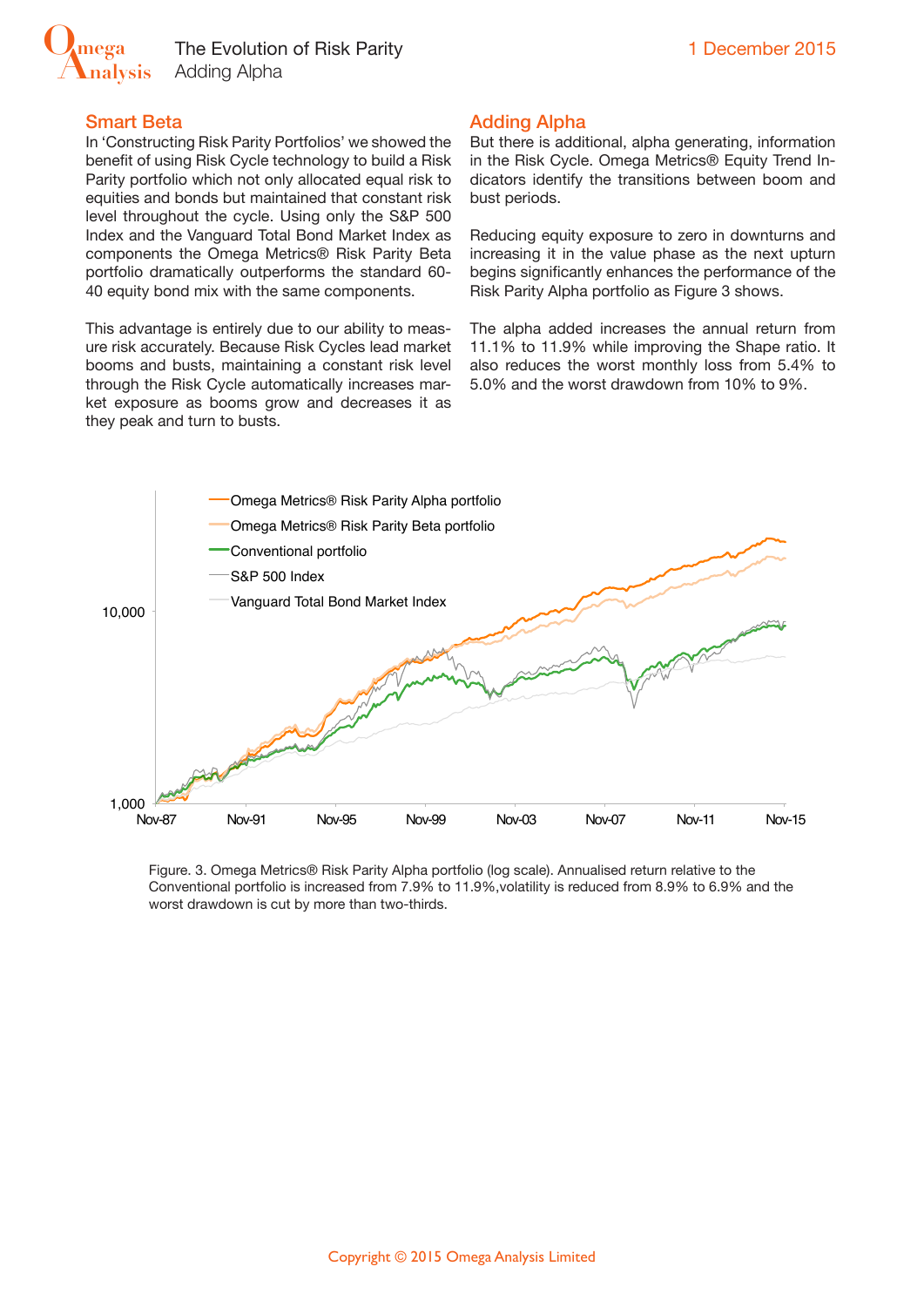## Smart Beta

In 'Constructing Risk Parity Portfolios' we showed the benefit of using Risk Cycle technology to build a Risk Parity portfolio which not only allocated equal risk to equities and bonds but maintained that constant risk level throughout the cycle. Using only the S&P 500 Index and the Vanguard Total Bond Market Index as components the Omega Metrics® Risk Parity Beta portfolio dramatically outperforms the standard 60-40 equity bond mix with the same components.

This advantage is entirely due to our ability to measure risk accurately. Because Risk Cycles lead market booms and busts, maintaining a constant risk level through the Risk Cycle automatically increases market exposure as booms grow and decreases it as they peak and turn to busts.

## Adding Alpha

But there is additional, alpha generating, information in the Risk Cycle. Omega Metrics® Equity Trend Indicators identify the transitions between boom and bust periods.

Reducing equity exposure to zero in downturns and increasing it in the value phase as the next upturn begins significantly enhances the performance of the Risk Parity Alpha portfolio as Figure 3 shows.

The alpha added increases the annual return from 11.1% to 11.9% while improving the Shape ratio. It also reduces the worst monthly loss from 5.4% to 5.0% and the worst drawdown from 10% to 9%.

Figure. 3. Omega Metrics® Risk Parity Alpha portfolio (log scale). Annualised return relative to the Conventional portfolio is increased from 7.9% to 11.9%,volatility is reduced from 8.9% to 6.9% and the worst drawdown is cut by more than two-thirds.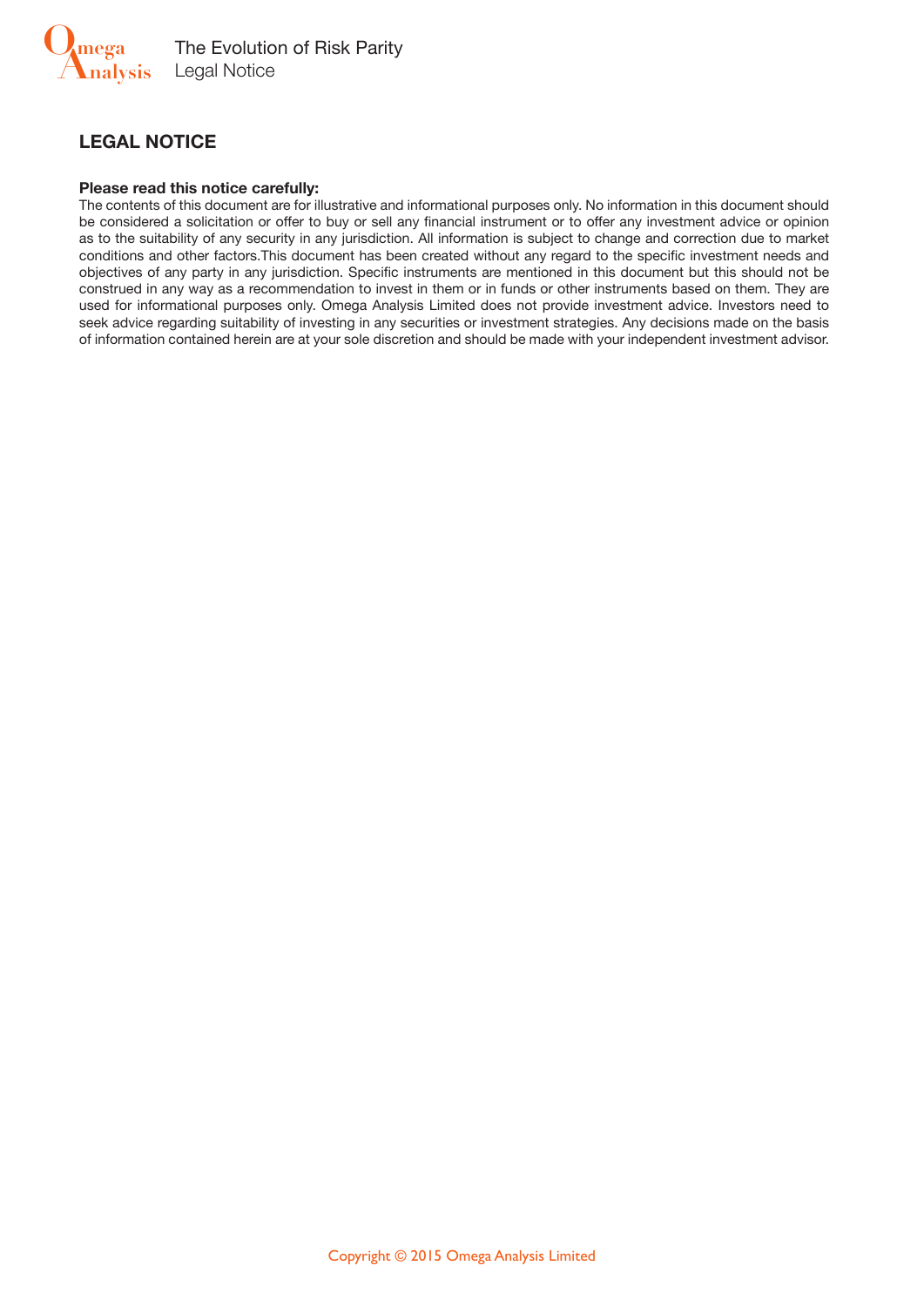## LEGAL NOTICE

**Please read this notice carefully:**
The contents of this document are for illustrative and informational purposes only. No information in this document should be considered a solicitation or offer to buy or sell any financial instrument or to offer any investment advice or opinion as to the suitability of any security in any jurisdiction. All information is subject to change and correction due to market conditions and other factors.This document has been created without any regard to the specific investment needs and objectives of any party in any jurisdiction. Specific instruments are mentioned in this document but this should not be construed in any way as a recommendation to invest in them or in funds or other instruments based on them. They are used for informational purposes only. Omega Analysis Limited does not provide investment advice. Investors need to seek advice regarding suitability of investing in any securities or investment strategies. Any decisions made on the basis of information contained herein are at your sole discretion and should be made with your independent investment advisor.